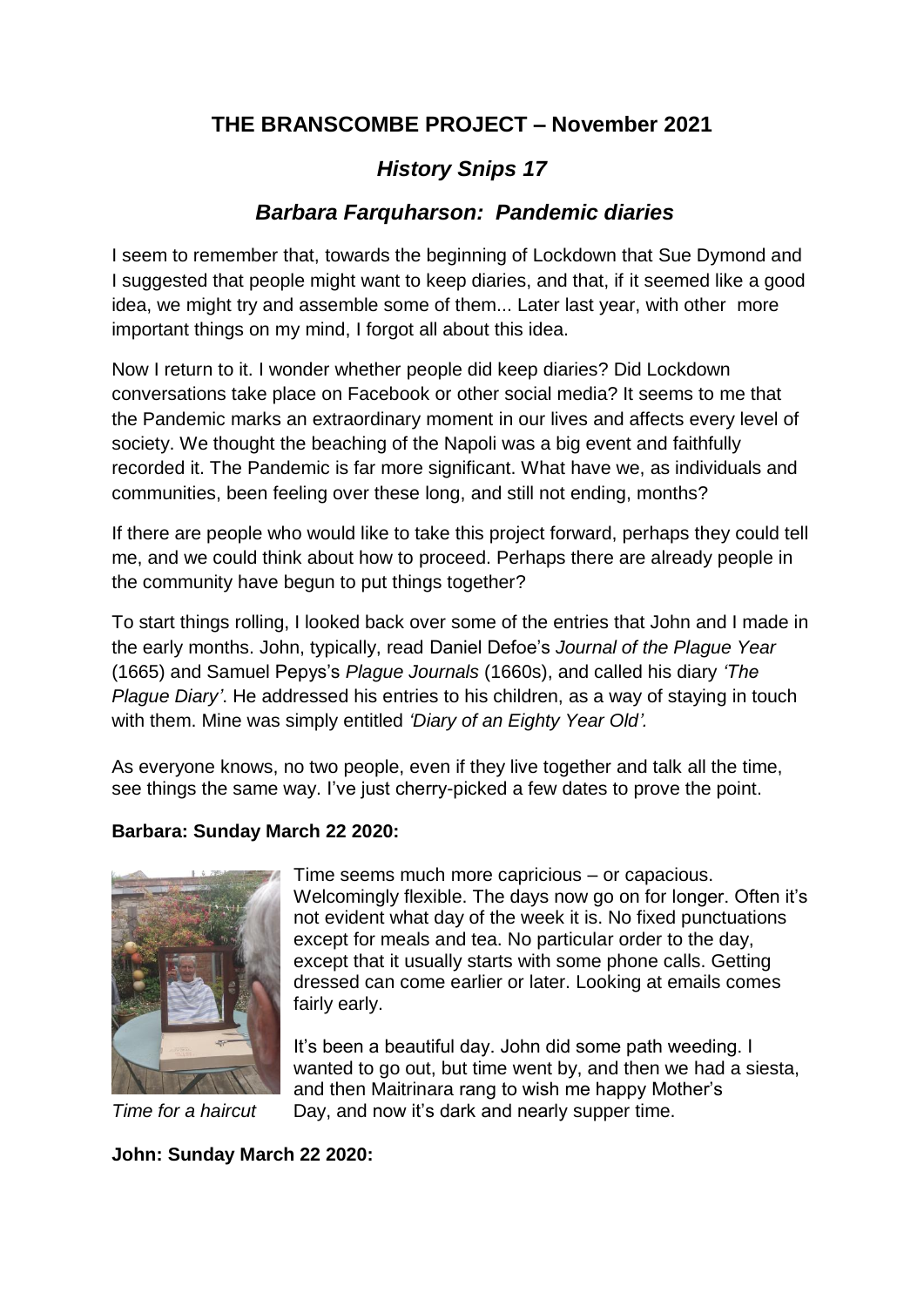# THE BRANSCOMBE PROJECT – November 2021

## *History Snips 17*

## *Barbara Farquharson: Pandemic diaries*

I seem to remember that, towards the beginning of Lockdown that Sue Dymond and I suggested that people might want to keep diaries, and that, if it seemed like a good idea, we might try and assemble some of them... Later last year, with other more important things on my mind, I forgot all about this idea.

Now I return to it. I wonder whether people did keep diaries? Did Lockdown conversations take place on Facebook or other social media? It seems to me that the Pandemic marks an extraordinary moment in our lives and affects every level of society. We thought the beaching of the Napoli was a big event and faithfully recorded it. The Pandemic is far more significant. What have we, as individuals and communities, been feeling over these long, and still not ending, months?

If there are people who would like to take this project forward, perhaps they could tell me, and we could think about how to proceed. Perhaps there are already people in the community have begun to put things together?

To start things rolling, I looked back over some of the entries that John and I made in the early months. John, typically, read Daniel Defoe's *Journal of the Plague Year* (1665) and Samuel Pepys's *Plague Journals* (1660s), and called his diary *'The Plague Diary'*. He addressed his entries to his children, as a way of staying in touch with them. Mine was simply entitled *'Diary of an Eighty Year Old'.*

As everyone knows, no two people, even if they live together and talk all the time, see things the same way. I've just cherry-picked a few dates to prove the point.

**Barbara: Sunday March 22 2020:**

*Time for a haircut*

Time seems much more capricious – or capacious. Welcomingly flexible. The days now go on for longer. Often it's not evident what day of the week it is. No fixed punctuations except for meals and tea. No particular order to the day, except that it usually starts with some phone calls. Getting dressed can come earlier or later. Looking at emails comes fairly early.

It's been a beautiful day. John did some path weeding. I wanted to go out, but time went by, and then we had a siesta, and then Maitrinara rang to wish me happy Mother's Day, and now it's dark and nearly supper time.

**John: Sunday March 22 2020:**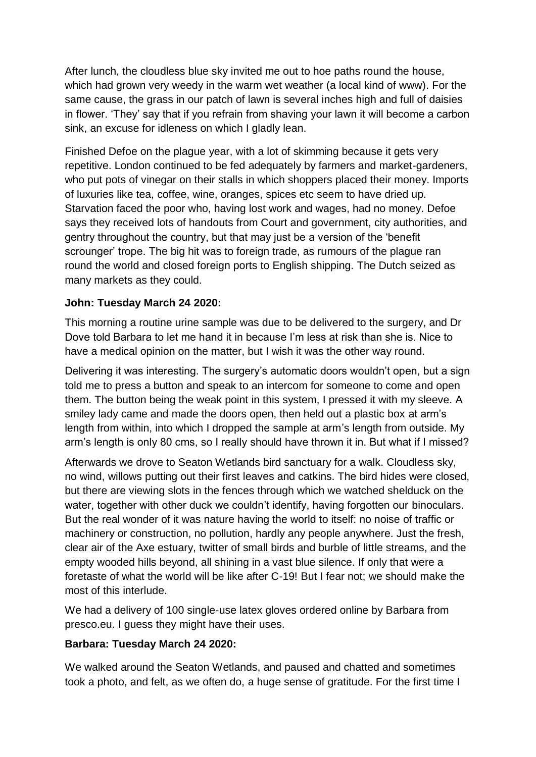After lunch, the cloudless blue sky invited me out to hoe paths round the house, which had grown very weedy in the warm wet weather (a local kind of www). For the same cause, the grass in our patch of lawn is several inches high and full of daisies in flower. 'They' say that if you refrain from shaving your lawn it will become a carbon sink, an excuse for idleness on which I gladly lean.

Finished Defoe on the plague year, with a lot of skimming because it gets very repetitive. London continued to be fed adequately by farmers and market-gardeners, who put pots of vinegar on their stalls in which shoppers placed their money. Imports of luxuries like tea, coffee, wine, oranges, spices etc seem to have dried up. Starvation faced the poor who, having lost work and wages, had no money. Defoe says they received lots of handouts from Court and government, city authorities, and gentry throughout the country, but that may just be a version of the 'benefit scrounger' trope. The big hit was to foreign trade, as rumours of the plague ran round the world and closed foreign ports to English shipping. The Dutch seized as many markets as they could.

**John: Tuesday March 24 2020:**

This morning a routine urine sample was due to be delivered to the surgery, and Dr Dove told Barbara to let me hand it in because I'm less at risk than she is. Nice to have a medical opinion on the matter, but I wish it was the other way round.

Delivering it was interesting. The surgery's automatic doors wouldn't open, but a sign told me to press a button and speak to an intercom for someone to come and open them. The button being the weak point in this system, I pressed it with my sleeve. A smiley lady came and made the doors open, then held out a plastic box at arm's length from within, into which I dropped the sample at arm's length from outside. My arm's length is only 80 cms, so I really should have thrown it in. But what if I missed?

Afterwards we drove to Seaton Wetlands bird sanctuary for a walk. Cloudless sky, no wind, willows putting out their first leaves and catkins. The bird hides were closed, but there are viewing slots in the fences through which we watched shelduck on the water, together with other duck we couldn't identify, having forgotten our binoculars. But the real wonder of it was nature having the world to itself: no noise of traffic or machinery or construction, no pollution, hardly any people anywhere. Just the fresh, clear air of the Axe estuary, twitter of small birds and burble of little streams, and the empty wooded hills beyond, all shining in a vast blue silence. If only that were a foretaste of what the world will be like after C-19! But I fear not; we should make the most of this interlude.

We had a delivery of 100 single-use latex gloves ordered online by Barbara from presco.eu. I guess they might have their uses.

**Barbara: Tuesday March 24 2020:**

We walked around the Seaton Wetlands, and paused and chatted and sometimes took a photo, and felt, as we often do, a huge sense of gratitude. For the first time I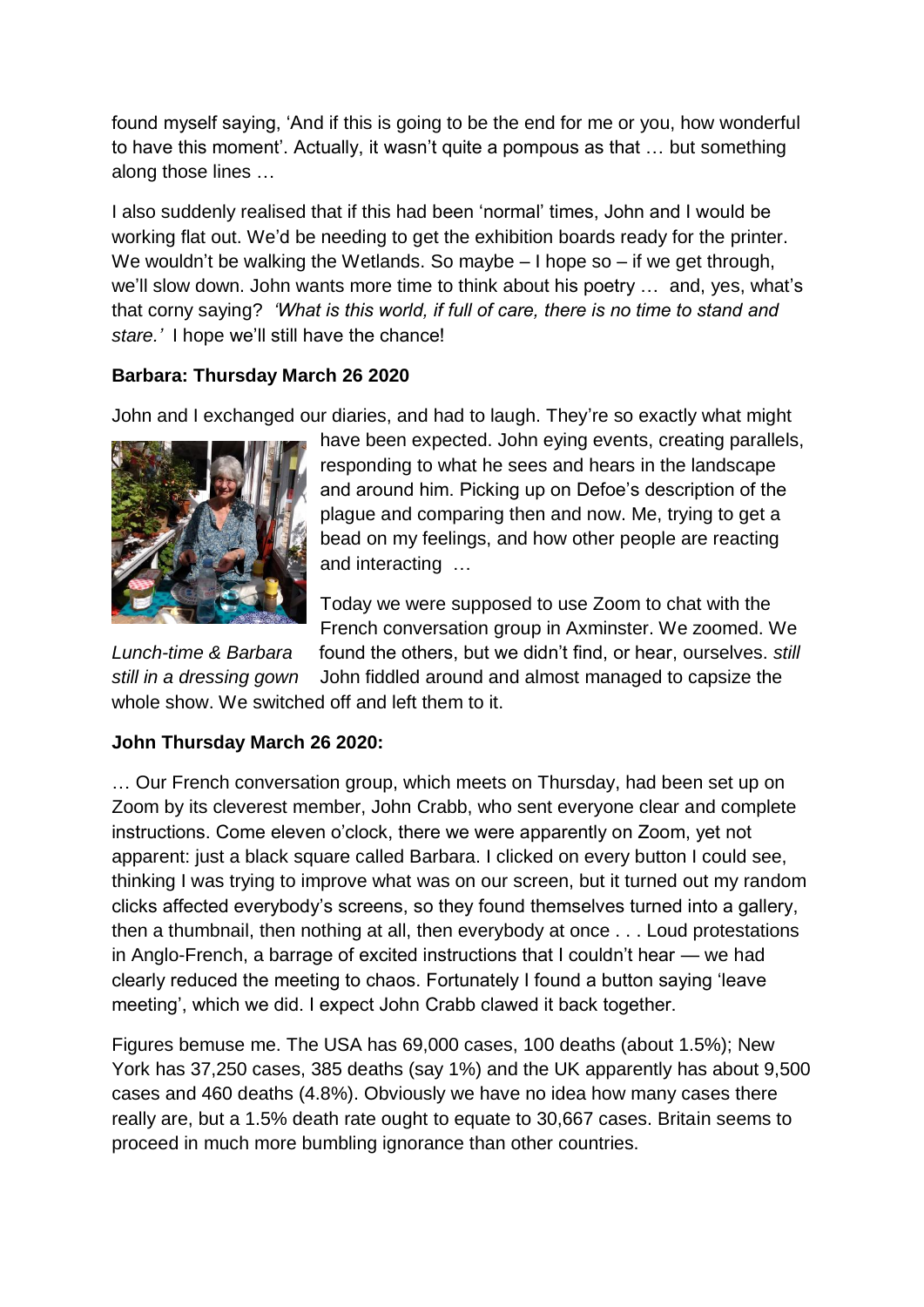found myself saying, 'And if this is going to be the end for me or you, how wonderful to have this moment'. Actually, it wasn't quite a pompous as that … but something along those lines …

I also suddenly realised that if this had been 'normal' times, John and I would be working flat out. We'd be needing to get the exhibition boards ready for the printer. We wouldn't be walking the Wetlands. So maybe – I hope so – if we get through, we'll slow down. John wants more time to think about his poetry … and, yes, what's that corny saying? *'What is this world, if full of care, there is no time to stand and stare.'* I hope we'll still have the chance!

**Barbara: Thursday March 26 2020**

John and I exchanged our diaries, and had to laugh. They're so exactly what might have been expected. John eying events, creating parallels, responding to what he sees and hears in the landscape and around him. Picking up on Defoe's description of the plague and comparing then and now. Me, trying to get a bead on my feelings, and how other people are reacting and interacting …

*Lunch-time & Barbara still in a dressing gown*

Today we were supposed to use Zoom to chat with the French conversation group in Axminster. We zoomed. We found the others, but we didn't find, or hear, ourselves. John fiddled around and almost managed to capsize the whole show. We switched off and left them to it.

**John Thursday March 26 2020:**

… Our French conversation group, which meets on Thursday, had been set up on Zoom by its cleverest member, John Crabb, who sent everyone clear and complete instructions. Come eleven o'clock, there we were apparently on Zoom, yet not apparent: just a black square called Barbara. I clicked on every button I could see, thinking I was trying to improve what was on our screen, but it turned out my random clicks affected everybody's screens, so they found themselves turned into a gallery, then a thumbnail, then nothing at all, then everybody at once . . . Loud protestations in Anglo-French, a barrage of excited instructions that I couldn't hear — we had clearly reduced the meeting to chaos. Fortunately I found a button saying 'leave meeting', which we did. I expect John Crabb clawed it back together.

Figures bemuse me. The USA has 69,000 cases, 100 deaths (about 1.5%); New York has 37,250 cases, 385 deaths (say 1%) and the UK apparently has about 9,500 cases and 460 deaths (4.8%). Obviously we have no idea how many cases there really are, but a 1.5% death rate ought to equate to 30,667 cases. Britain seems to proceed in much more bumbling ignorance than other countries.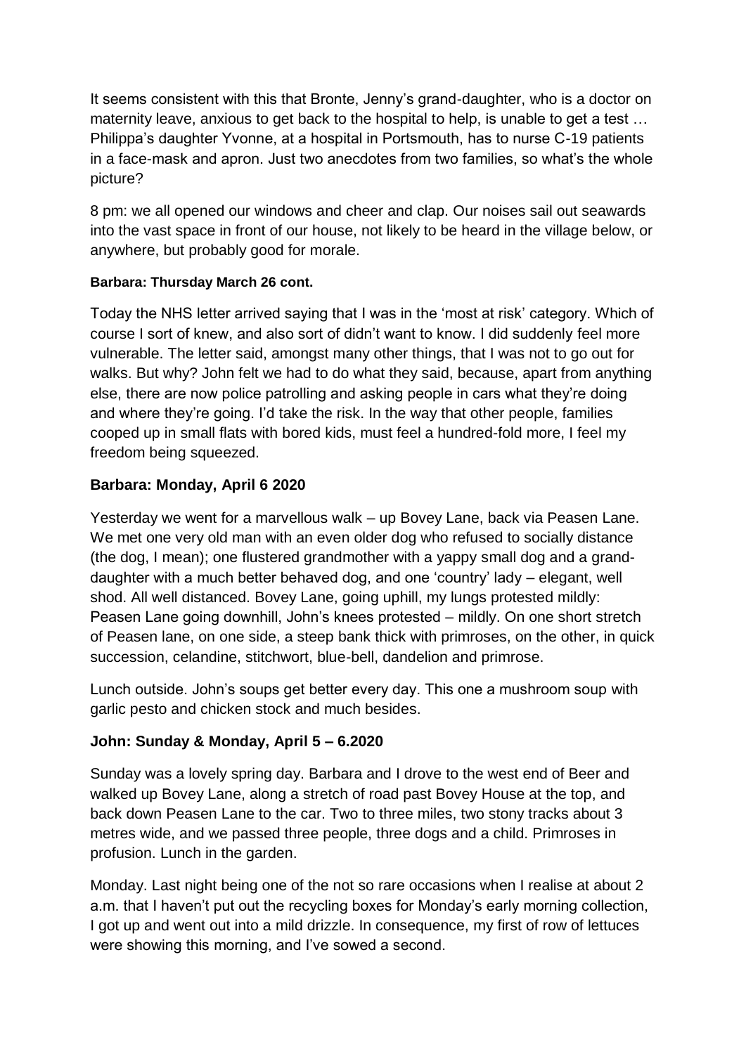It seems consistent with this that Bronte, Jenny's grand-daughter, who is a doctor on maternity leave, anxious to get back to the hospital to help, is unable to get a test … Philippa's daughter Yvonne, at a hospital in Portsmouth, has to nurse C-19 patients in a face-mask and apron. Just two anecdotes from two families, so what's the whole picture?

8 pm: we all opened our windows and cheer and clap. Our noises sail out seawards into the vast space in front of our house, not likely to be heard in the village below, or anywhere, but probably good for morale.

#### Barbara: Thursday March 26 cont.

Today the NHS letter arrived saying that I was in the 'most at risk' category. Which of course I sort of knew, and also sort of didn't want to know. I did suddenly feel more vulnerable. The letter said, amongst many other things, that I was not to go out for walks. But why? John felt we had to do what they said, because, apart from anything else, there are now police patrolling and asking people in cars what they're doing and where they're going. I'd take the risk. In the way that other people, families cooped up in small flats with bored kids, must feel a hundred-fold more, I feel my freedom being squeezed.

### Barbara: Monday, April 6 2020

Yesterday we went for a marvellous walk – up Bovey Lane, back via Peasen Lane. We met one very old man with an even older dog who refused to socially distance (the dog, I mean); one flustered grandmother with a yappy small dog and a grand-daughter with a much better behaved dog, and one 'country' lady – elegant, well shod. All well distanced. Bovey Lane, going uphill, my lungs protested mildly: Peasen Lane going downhill, John's knees protested – mildly. On one short stretch of Peasen lane, on one side, a steep bank thick with primroses, on the other, in quick succession, celandine, stitchwort, blue-bell, dandelion and primrose.

Lunch outside. John's soups get better every day. This one a mushroom soup with garlic pesto and chicken stock and much besides.

### John: Sunday & Monday, April 5 – 6.2020

Sunday was a lovely spring day. Barbara and I drove to the west end of Beer and walked up Bovey Lane, along a stretch of road past Bovey House at the top, and back down Peasen Lane to the car. Two to three miles, two stony tracks about 3 metres wide, and we passed three people, three dogs and a child. Primroses in profusion. Lunch in the garden.

Monday. Last night being one of the not so rare occasions when I realise at about 2 a.m. that I haven't put out the recycling boxes for Monday's early morning collection, I got up and went out into a mild drizzle. In consequence, my first of row of lettuces were showing this morning, and I've sowed a second.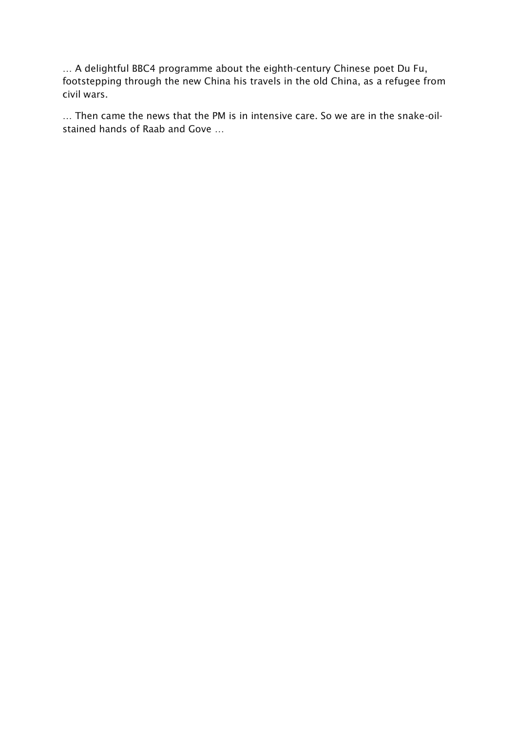… A delightful BBC4 programme about the eighth-century Chinese poet Du Fu, footstepping through the new China his travels in the old China, as a refugee from civil wars.

… Then came the news that the PM is in intensive care. So we are in the snake-oil-stained hands of Raab and Gove …